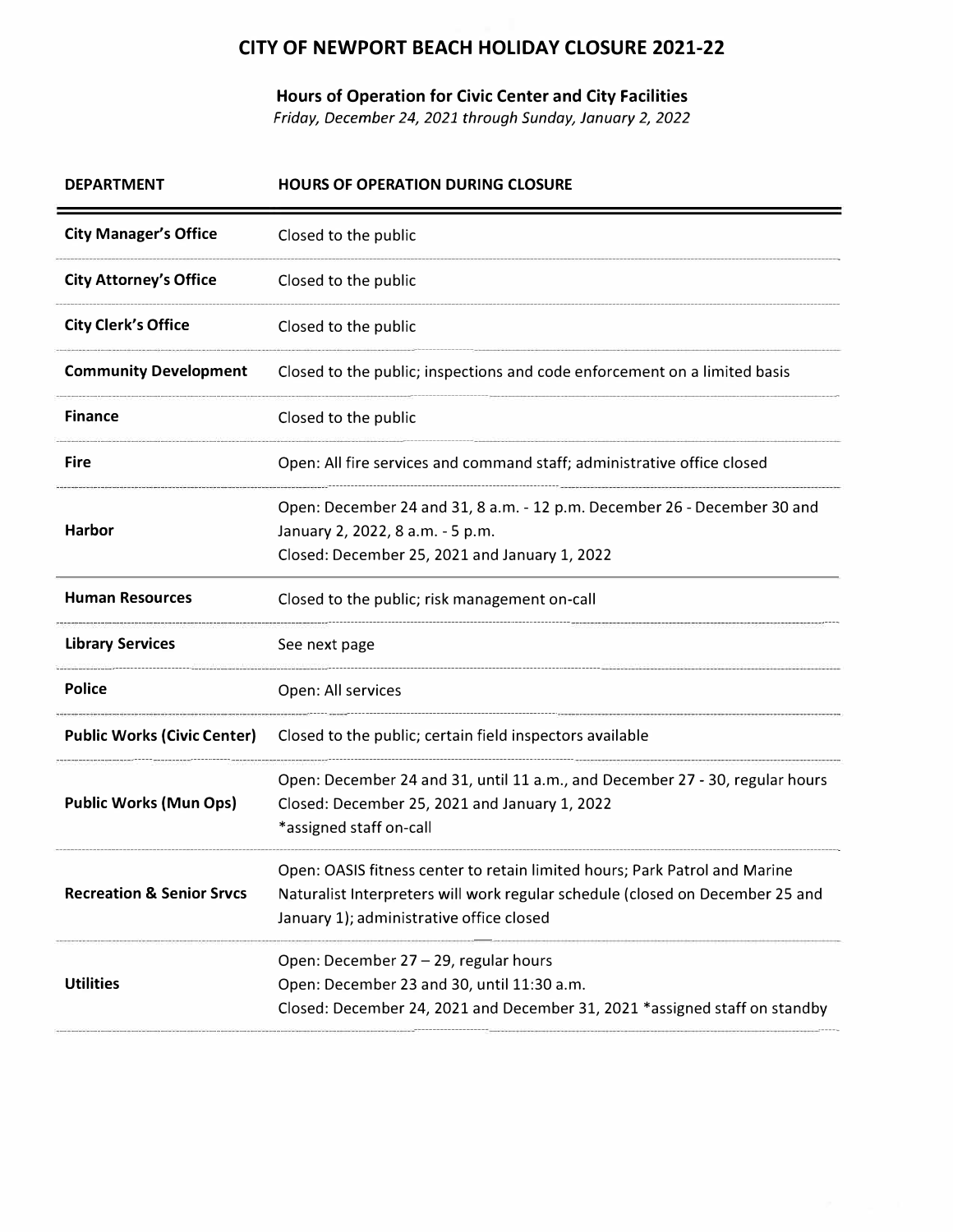# CITY OF NEWPORT BEACH HOLIDAY CLOSURE 2021-22

## Hours of Operation for Civic Center and City Facilities

*Friday, December 24, 2021 through Sunday, January 2, 2022*

| DEPARTMENT | HOURS OF OPERATION DURING CLOSURE |
|---|---|
| **City Manager's Office** | Closed to the public |
| **City Attorney's Office** | Closed to the public |
| **City Clerk's Office** | Closed to the public |
| **Community Development** | Closed to the public; inspections and code enforcement on a limited basis |
| **Finance** | Closed to the public |
| **Fire** | Open: All fire services and command staff; administrative office closed |
| **Harbor** | Open: December 24 and 31, 8 a.m. - 12 p.m. December 26 - December 30 and January 2, 2022, 8 a.m. - 5 p.m.<br>Closed: December 25, 2021 and January 1, 2022 |
| **Human Resources** | Closed to the public; risk management on-call |
| **Library Services** | See next page |
| **Police** | Open: All services |
| **Public Works (Civic Center)** | Closed to the public; certain field inspectors available |
| **Public Works (Mun Ops)** | Open: December 24 and 31, until 11 a.m., and December 27 - 30, regular hours<br>Closed: December 25, 2021 and January 1, 2022<br>*assigned staff on-call |
| **Recreation & Senior Srvcs** | Open: OASIS fitness center to retain limited hours; Park Patrol and Marine Naturalist Interpreters will work regular schedule (closed on December 25 and January 1); administrative office closed |
| **Utilities** | Open: December 27 – 29, regular hours<br>Open: December 23 and 30, until 11:30 a.m.<br>Closed: December 24, 2021 and December 31, 2021 *assigned staff on standby |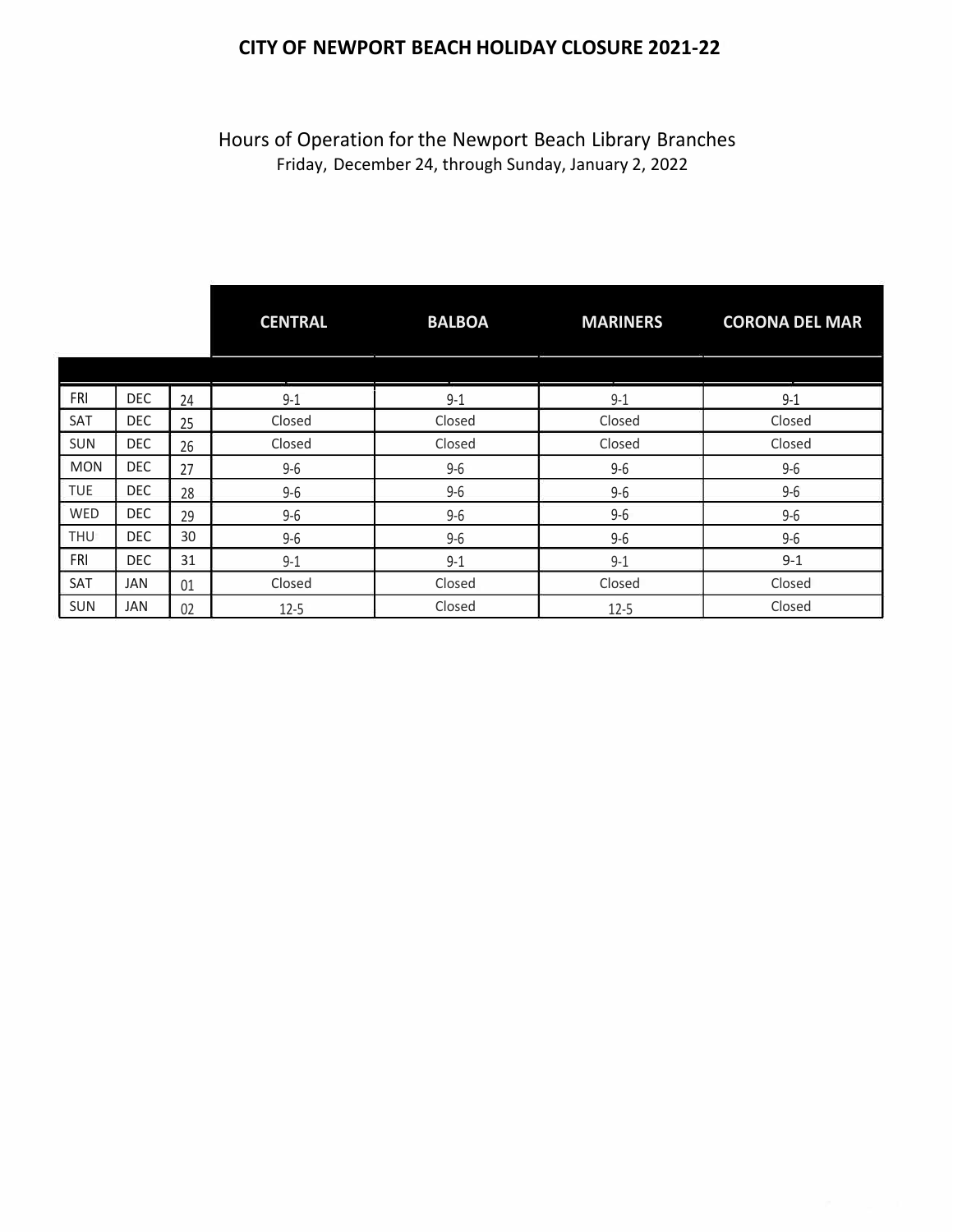**CITY OF NEWPORT BEACH HOLIDAY CLOSURE 2021-22**

Hours of Operation for the Newport Beach Library Branches
Friday, December 24, through Sunday, January 2, 2022

| | | | CENTRAL | BALBOA | MARINERS | CORONA DEL MAR |
|---|---|---|---|---|---|---|
| FRI | DEC | 24 | 9-1 | 9-1 | 9-1 | 9-1 |
| SAT | DEC | 25 | Closed | Closed | Closed | Closed |
| SUN | DEC | 26 | Closed | Closed | Closed | Closed |
| MON | DEC | 27 | 9-6 | 9-6 | 9-6 | 9-6 |
| TUE | DEC | 28 | 9-6 | 9-6 | 9-6 | 9-6 |
| WED | DEC | 29 | 9-6 | 9-6 | 9-6 | 9-6 |
| THU | DEC | 30 | 9-6 | 9-6 | 9-6 | 9-6 |
| FRI | DEC | 31 | 9-1 | 9-1 | 9-1 | 9-1 |
| SAT | JAN | 01 | Closed | Closed | Closed | Closed |
| SUN | JAN | 02 | 12-5 | Closed | 12-5 | Closed |